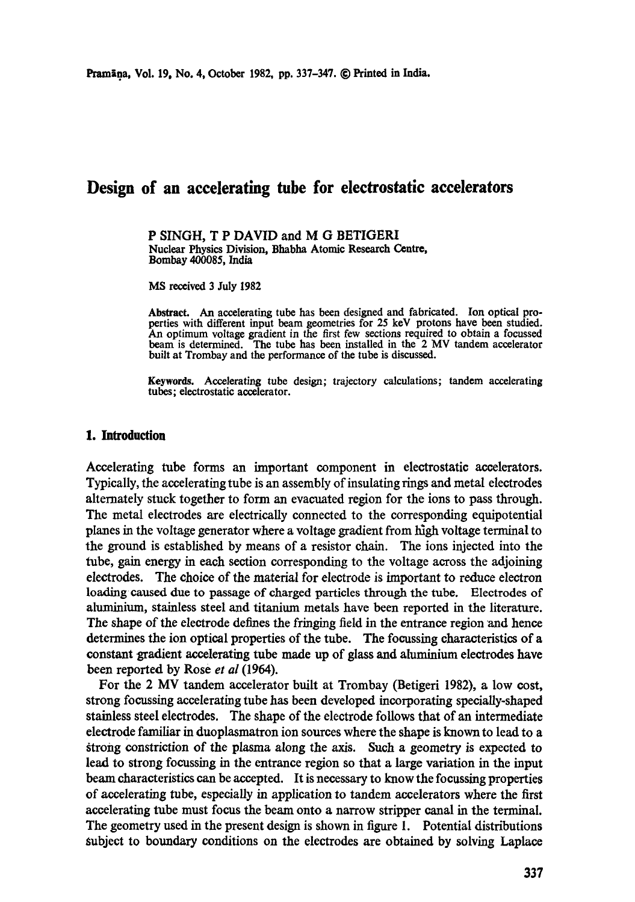# Design of an accelerating tube for electrostatic accelerators

P SINGH, T P DAVID and M G BETIGERI
Nuclear Physics Division, Bhabha Atomic Research Centre, Bombay 400085, India

MS received 3 July 1982

**Abstract.** An accelerating tube has been designed and fabricated. Ion optical properties with different input beam geometries for 25 keV protons have been studied. An optimum voltage gradient in the first few sections required to obtain a focussed beam is determined. The tube has been installed in the 2 MV tandem accelerator built at Trombay and the performance of the tube is discussed.

**Keywords.** Accelerating tube design; trajectory calculations; tandem accelerating tubes; electrostatic accelerator.

## 1. Introduction

Accelerating tube forms an important component in electrostatic accelerators. Typically, the accelerating tube is an assembly of insulating rings and metal electrodes alternately stuck together to form an evacuated region for the ions to pass through. The metal electrodes are electrically connected to the corresponding equipotential planes in the voltage generator where a voltage gradient from high voltage terminal to the ground is established by means of a resistor chain. The ions injected into the tube, gain energy in each section corresponding to the voltage across the adjoining electrodes. The choice of the material for electrode is important to reduce electron loading caused due to passage of charged particles through the tube. Electrodes of aluminium, stainless steel and titanium metals have been reported in the literature. The shape of the electrode defines the fringing field in the entrance region and hence determines the ion optical properties of the tube. The focussing characteristics of a constant gradient accelerating tube made up of glass and aluminium electrodes have been reported by Rose *et al* (1964).

For the 2 MV tandem accelerator built at Trombay (Betigeri 1982), a low cost, strong focussing accelerating tube has been developed incorporating specially-shaped stainless steel electrodes. The shape of the electrode follows that of an intermediate electrode familiar in duoplasmatron ion sources where the shape is known to lead to a strong constriction of the plasma along the axis. Such a geometry is expected to lead to strong focussing in the entrance region so that a large variation in the input beam characteristics can be accepted. It is necessary to know the focussing properties of accelerating tube, especially in application to tandem accelerators where the first accelerating tube must focus the beam onto a narrow stripper canal in the terminal. The geometry used in the present design is shown in figure 1. Potential distributions subject to boundary conditions on the electrodes are obtained by solving Laplace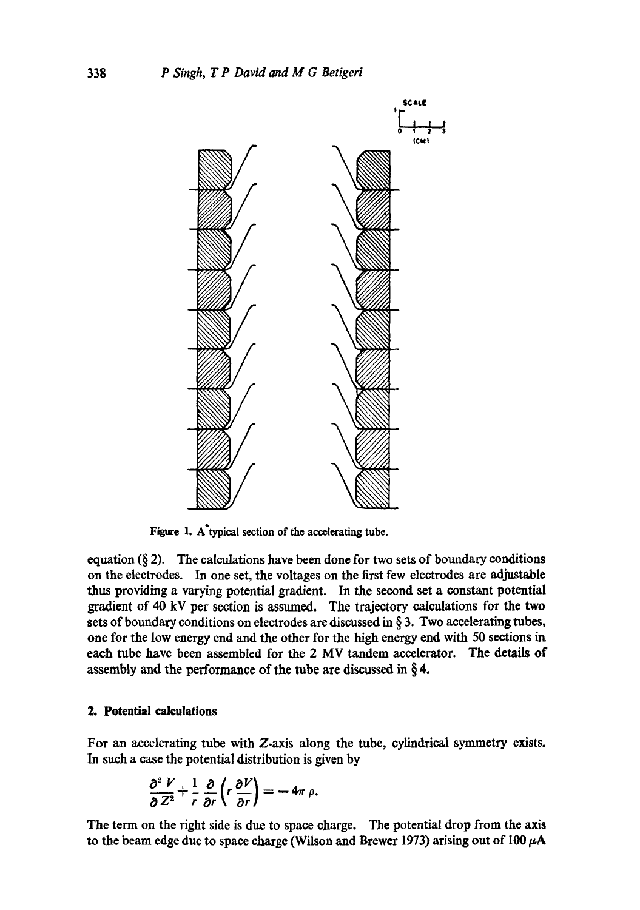Figure 1. A typical section of the accelerating tube.

equation (§ 2). The calculations have been done for two sets of boundary conditions on the electrodes. In one set, the voltages on the first few electrodes are adjustable thus providing a varying potential gradient. In the second set a constant potential gradient of 40 kV per section is assumed. The trajectory calculations for the two sets of boundary conditions on electrodes are discussed in § 3. Two accelerating tubes, one for the low energy end and the other for the high energy end with 50 sections in each tube have been assembled for the 2 MV tandem accelerator. The details of assembly and the performance of the tube are discussed in § 4.

## 2. Potential calculations

For an accelerating tube with Z-axis along the tube, cylindrical symmetry exists. In such a case the potential distribution is given by

$$\frac{\partial^2 V}{\partial Z^2} + \frac{1}{r}\frac{\partial}{\partial r}\left(r\frac{\partial V}{\partial r}\right) = -4\pi \rho.$$

The term on the right side is due to space charge. The potential drop from the axis to the beam edge due to space charge (Wilson and Brewer 1973) arising out of 100 $\mu$A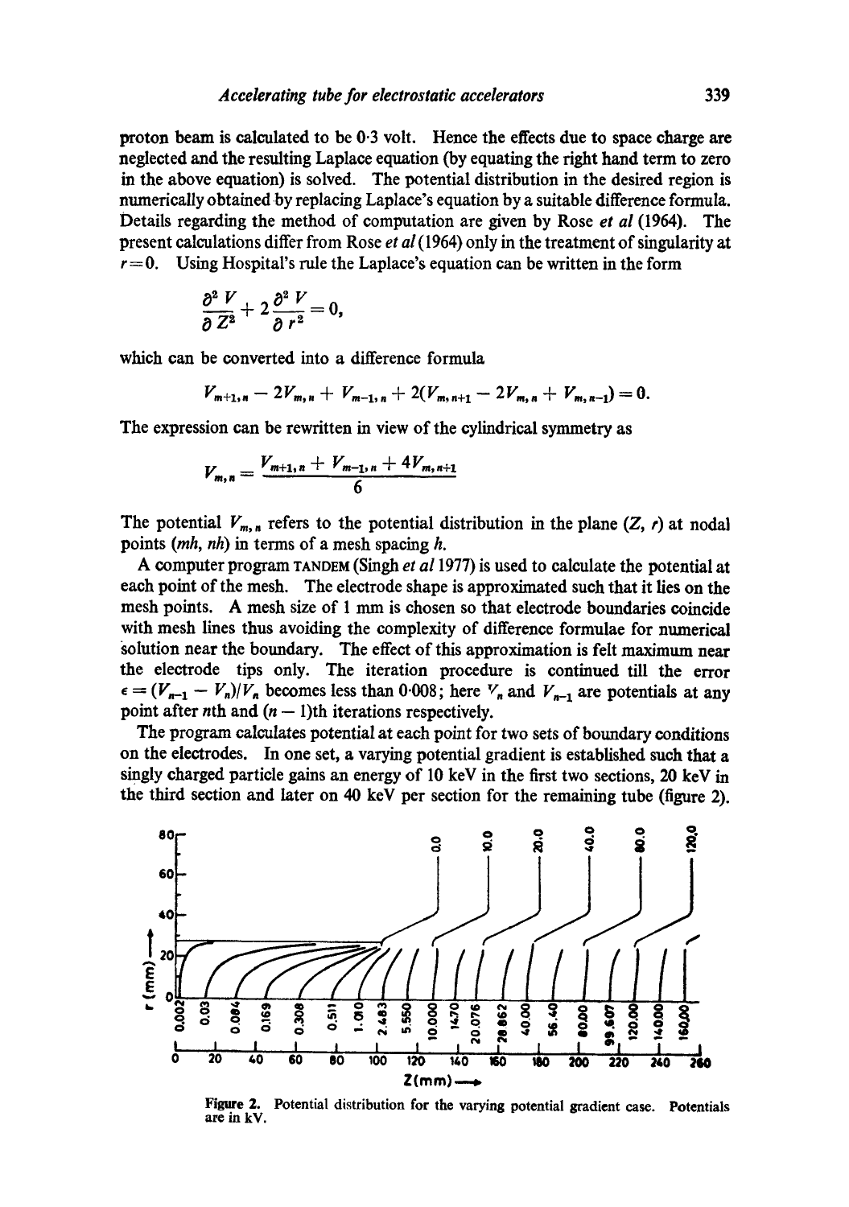proton beam is calculated to be 0·3 volt. Hence the effects due to space charge are neglected and the resulting Laplace equation (by equating the right hand term to zero in the above equation) is solved. The potential distribution in the desired region is numerically obtained by replacing Laplace's equation by a suitable difference formula. Details regarding the method of computation are given by Rose *et al* (1964). The present calculations differ from Rose *et al* (1964) only in the treatment of singularity at $r = 0$. Using Hospital's rule the Laplace's equation can be written in the form

$$\frac{\partial^2 V}{\partial Z^2} + 2\frac{\partial^2 V}{\partial r^2} = 0,$$

which can be converted into a difference formula

$$V_{m+1,n} - 2V_{m,n} + V_{m-1,n} + 2(V_{m,n+1} - 2V_{m,n} + V_{m,n-1}) = 0.$$

The expression can be rewritten in view of the cylindrical symmetry as

$$V_{m,n} = \frac{V_{m+1,n} + V_{m-1,n} + 4V_{m,n+1}}{6}$$

The potential $V_{m,n}$ refers to the potential distribution in the plane $(Z, r)$ at nodal points $(mh, nh)$ in terms of a mesh spacing $h$.

A computer program TANDEM (Singh *et al* 1977) is used to calculate the potential at each point of the mesh. The electrode shape is approximated such that it lies on the mesh points. A mesh size of 1 mm is chosen so that electrode boundaries coincide with mesh lines thus avoiding the complexity of difference formulae for numerical solution near the boundary. The effect of this approximation is felt maximum near the electrode tips only. The iteration procedure is continued till the error $\epsilon = (V_{n-1} - V_n)/V_n$ becomes less than 0·008; here $V_n$ and $V_{n-1}$ are potentials at any point after $n$th and $(n-1)$th iterations respectively.

The program calculates potential at each point for two sets of boundary conditions on the electrodes. In one set, a varying potential gradient is established such that a singly charged particle gains an energy of 10 keV in the first two sections, 20 keV in the third section and later on 40 keV per section for the remaining tube (figure 2).

**Figure 2.** Potential distribution for the varying potential gradient case. Potentials are in kV.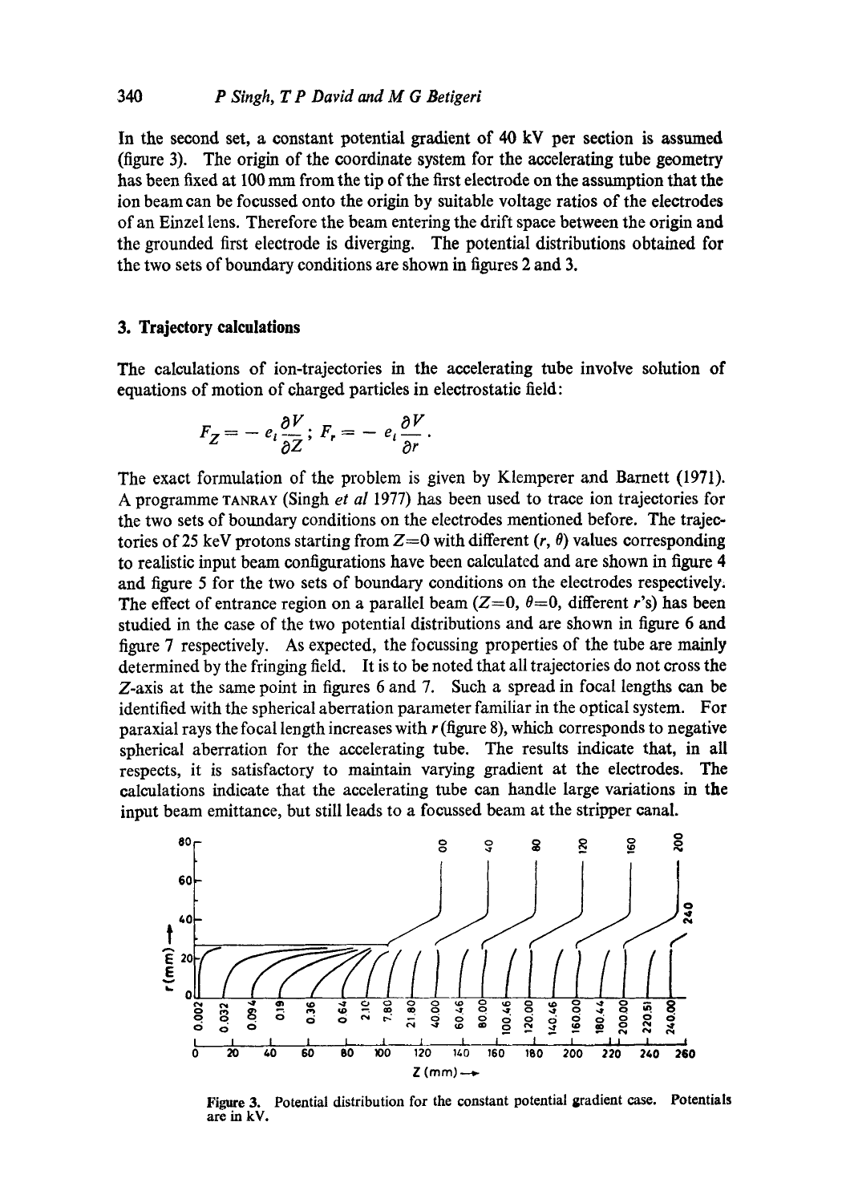In the second set, a constant potential gradient of 40 kV per section is assumed (figure 3). The origin of the coordinate system for the accelerating tube geometry has been fixed at 100 mm from the tip of the first electrode on the assumption that the ion beam can be focussed onto the origin by suitable voltage ratios of the electrodes of an Einzel lens. Therefore the beam entering the drift space between the origin and the grounded first electrode is diverging. The potential distributions obtained for the two sets of boundary conditions are shown in figures 2 and 3.

## 3. Trajectory calculations

The calculations of ion-trajectories in the accelerating tube involve solution of equations of motion of charged particles in electrostatic field:

$$F_Z = -e_i \frac{\partial V}{\partial Z}; \; F_r = -e_i \frac{\partial V}{\partial r}.$$

The exact formulation of the problem is given by Klemperer and Barnett (1971). A programme TANRAY (Singh *et al* 1977) has been used to trace ion trajectories for the two sets of boundary conditions on the electrodes mentioned before. The trajectories of 25 keV protons starting from $Z=0$ with different $(r, \theta)$ values corresponding to realistic input beam configurations have been calculated and are shown in figure 4 and figure 5 for the two sets of boundary conditions on the electrodes respectively. The effect of entrance region on a parallel beam ($Z=0$, $\theta=0$, different $r$'s) has been studied in the case of the two potential distributions and are shown in figure 6 and figure 7 respectively. As expected, the focussing properties of the tube are mainly determined by the fringing field. It is to be noted that all trajectories do not cross the $Z$-axis at the same point in figures 6 and 7. Such a spread in focal lengths can be identified with the spherical aberration parameter familiar in the optical system. For paraxial rays the focal length increases with $r$ (figure 8), which corresponds to negative spherical aberration for the accelerating tube. The results indicate that, in all respects, it is satisfactory to maintain varying gradient at the electrodes. The calculations indicate that the accelerating tube can handle large variations in the input beam emittance, but still leads to a focussed beam at the stripper canal.

Figure 3. Potential distribution for the constant potential gradient case. Potentials are in kV.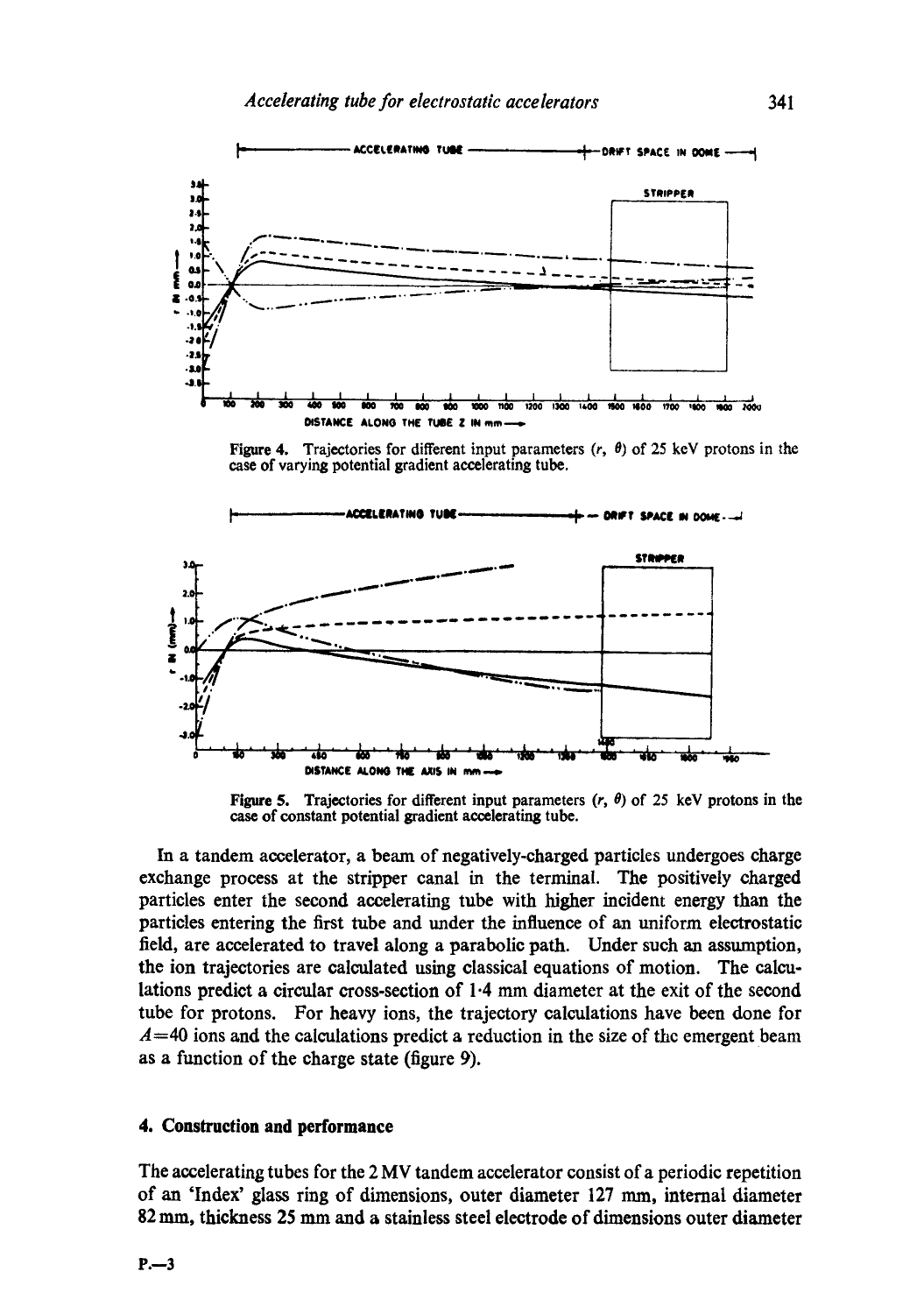Figure 4. Trajectories for different input parameters ($r$, $\theta$) of 25 keV protons in the case of varying potential gradient accelerating tube.

Figure 5. Trajectories for different input parameters ($r$, $\theta$) of 25 keV protons in the case of constant potential gradient accelerating tube.

In a tandem accelerator, a beam of negatively-charged particles undergoes charge exchange process at the stripper canal in the terminal. The positively charged particles enter the second accelerating tube with higher incident energy than the particles entering the first tube and under the influence of an uniform electrostatic field, are accelerated to travel along a parabolic path. Under such an assumption, the ion trajectories are calculated using classical equations of motion. The calculations predict a circular cross-section of 1·4 mm diameter at the exit of the second tube for protons. For heavy ions, the trajectory calculations have been done for $A=40$ ions and the calculations predict a reduction in the size of the emergent beam as a function of the charge state (figure 9).

## 4. Construction and performance

The accelerating tubes for the 2 MV tandem accelerator consist of a periodic repetition of an 'Index' glass ring of dimensions, outer diameter 127 mm, internal diameter 82 mm, thickness 25 mm and a stainless steel electrode of dimensions outer diameter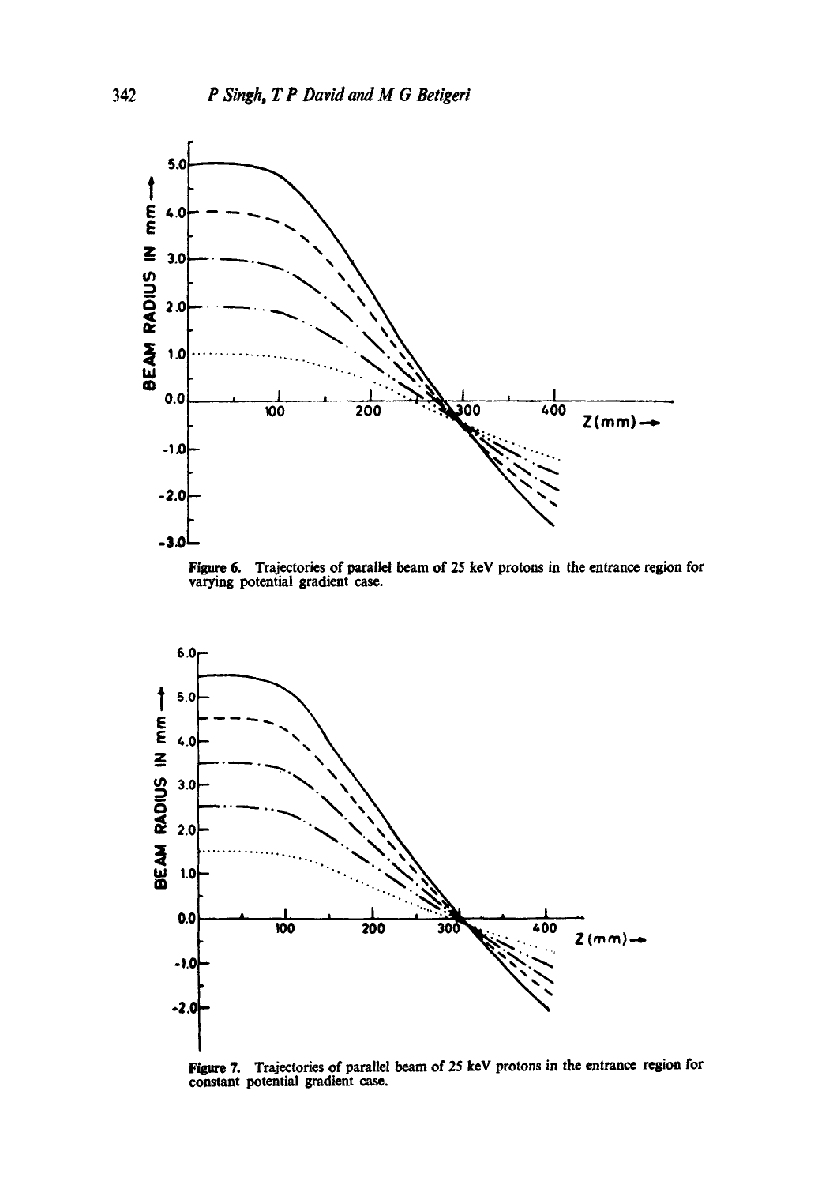Figure 6. Trajectories of parallel beam of 25 keV protons in the entrance region for varying potential gradient case.

Figure 7. Trajectories of parallel beam of 25 keV protons in the entrance region for constant potential gradient case.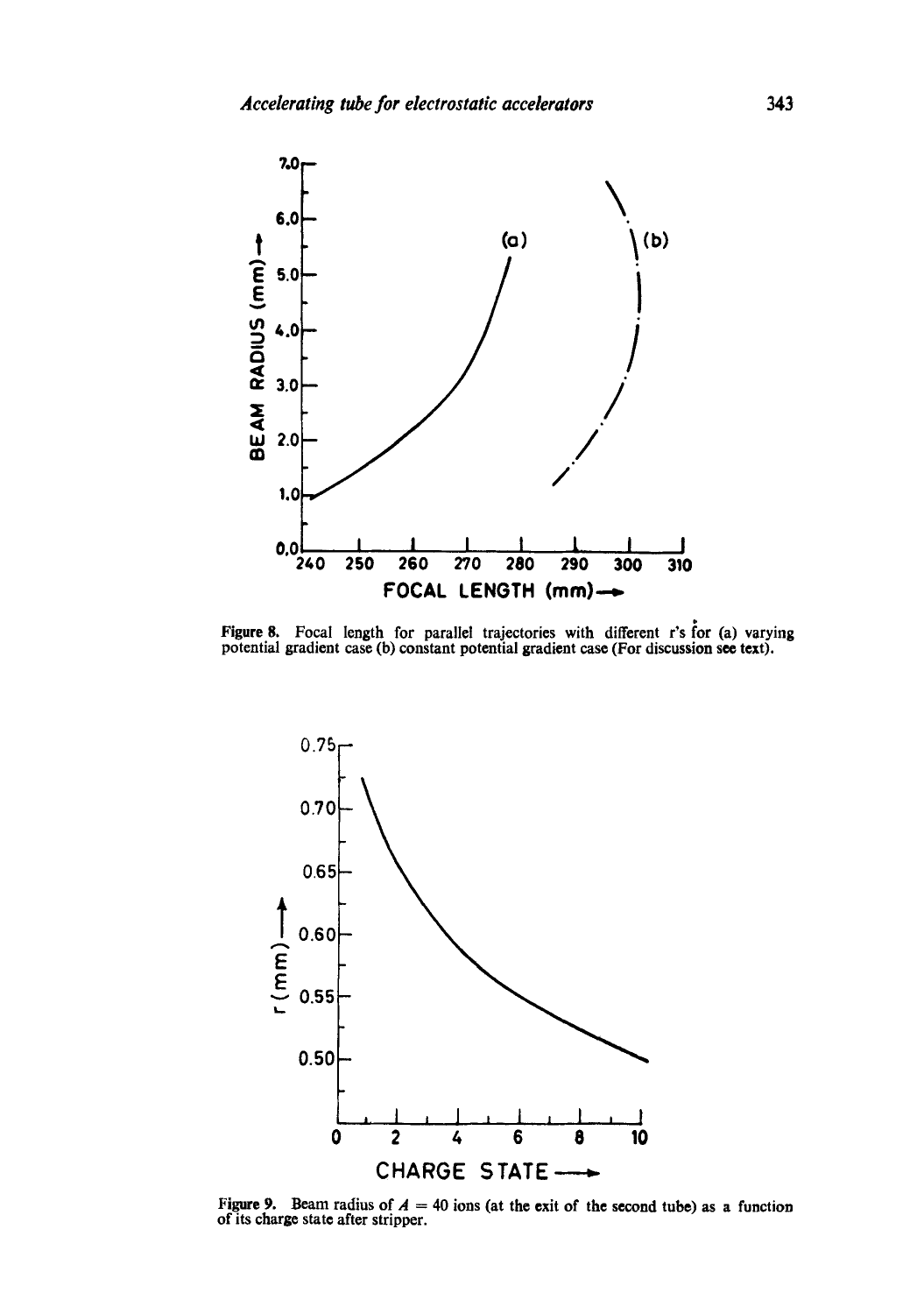Figure 8. Focal length for parallel trajectories with different r's for (a) varying potential gradient case (b) constant potential gradient case (For discussion see text).

Figure 9. Beam radius of $A = 40$ ions (at the exit of the second tube) as a function of its charge state after stripper.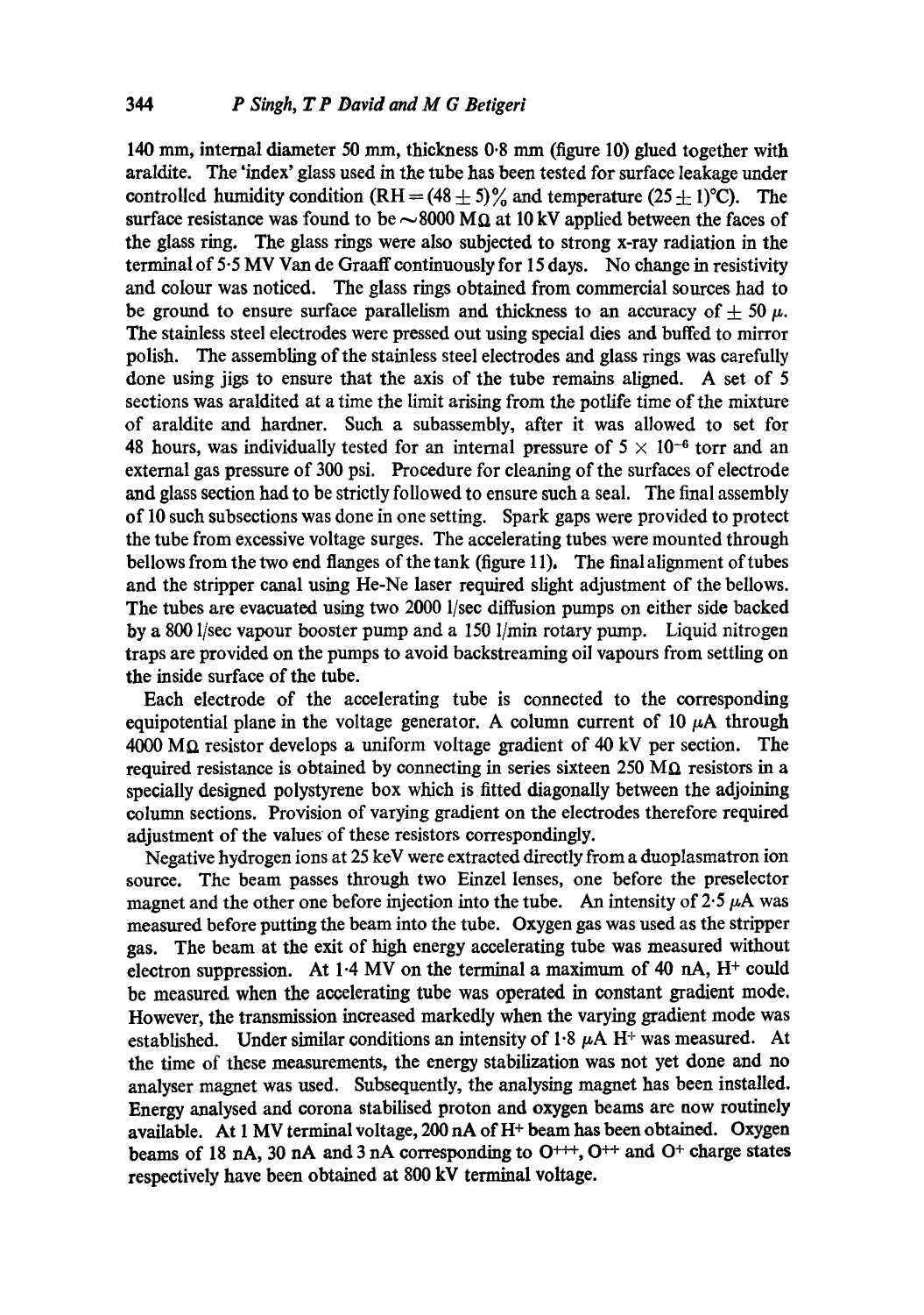140 mm, internal diameter 50 mm, thickness 0·8 mm (figure 10) glued together with araldite. The 'index' glass used in the tube has been tested for surface leakage under controlled humidity condition (RH = $(48 \pm 5)\%$ and temperature $(25 \pm 1)$°C). The surface resistance was found to be $\sim$8000 MΩ at 10 kV applied between the faces of the glass ring. The glass rings were also subjected to strong x-ray radiation in the terminal of 5·5 MV Van de Graaff continuously for 15 days. No change in resistivity and colour was noticed. The glass rings obtained from commercial sources had to be ground to ensure surface parallelism and thickness to an accuracy of $\pm$ 50 $\mu$. The stainless steel electrodes were pressed out using special dies and buffed to mirror polish. The assembling of the stainless steel electrodes and glass rings was carefully done using jigs to ensure that the axis of the tube remains aligned. A set of 5 sections was araldited at a time the limit arising from the potlife time of the mixture of araldite and hardner. Such a subassembly, after it was allowed to set for 48 hours, was individually tested for an internal pressure of $5 \times 10^{-6}$ torr and an external gas pressure of 300 psi. Procedure for cleaning of the surfaces of electrode and glass section had to be strictly followed to ensure such a seal. The final assembly of 10 such subsections was done in one setting. Spark gaps were provided to protect the tube from excessive voltage surges. The accelerating tubes were mounted through bellows from the two end flanges of the tank (figure 11). The final alignment of tubes and the stripper canal using He-Ne laser required slight adjustment of the bellows. The tubes are evacuated using two 2000 l/sec diffusion pumps on either side backed by a 800 l/sec vapour booster pump and a 150 l/min rotary pump. Liquid nitrogen traps are provided on the pumps to avoid backstreaming oil vapours from settling on the inside surface of the tube.

Each electrode of the accelerating tube is connected to the corresponding equipotential plane in the voltage generator. A column current of 10 $\mu$A through 4000 MΩ resistor develops a uniform voltage gradient of 40 kV per section. The required resistance is obtained by connecting in series sixteen 250 MΩ resistors in a specially designed polystyrene box which is fitted diagonally between the adjoining column sections. Provision of varying gradient on the electrodes therefore required adjustment of the values of these resistors correspondingly.

Negative hydrogen ions at 25 keV were extracted directly from a duoplasmatron ion source. The beam passes through two Einzel lenses, one before the preselector magnet and the other one before injection into the tube. An intensity of 2·5 $\mu$A was measured before putting the beam into the tube. Oxygen gas was used as the stripper gas. The beam at the exit of high energy accelerating tube was measured without electron suppression. At 1·4 MV on the terminal a maximum of 40 nA, $H^+$ could be measured when the accelerating tube was operated in constant gradient mode. However, the transmission increased markedly when the varying gradient mode was established. Under similar conditions an intensity of 1·8 $\mu$A $H^+$ was measured. At the time of these measurements, the energy stabilization was not yet done and no analyser magnet was used. Subsequently, the analysing magnet has been installed. Energy analysed and corona stabilised proton and oxygen beams are now routinely available. At 1 MV terminal voltage, 200 nA of $H^+$ beam has been obtained. Oxygen beams of 18 nA, 30 nA and 3 nA corresponding to $O^{+++}$, $O^{++}$ and $O^+$ charge states respectively have been obtained at 800 kV terminal voltage.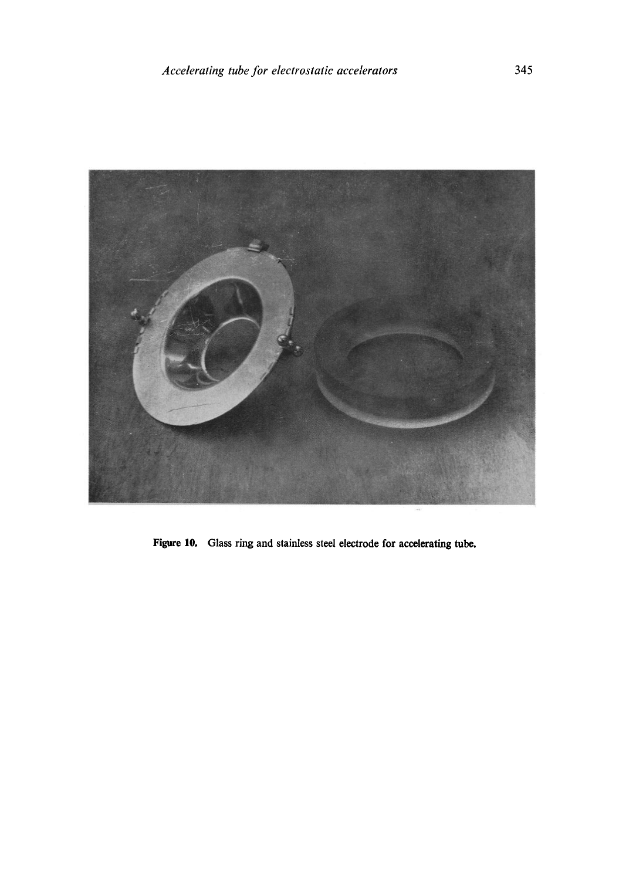Figure 10. Glass ring and stainless steel electrode for accelerating tube.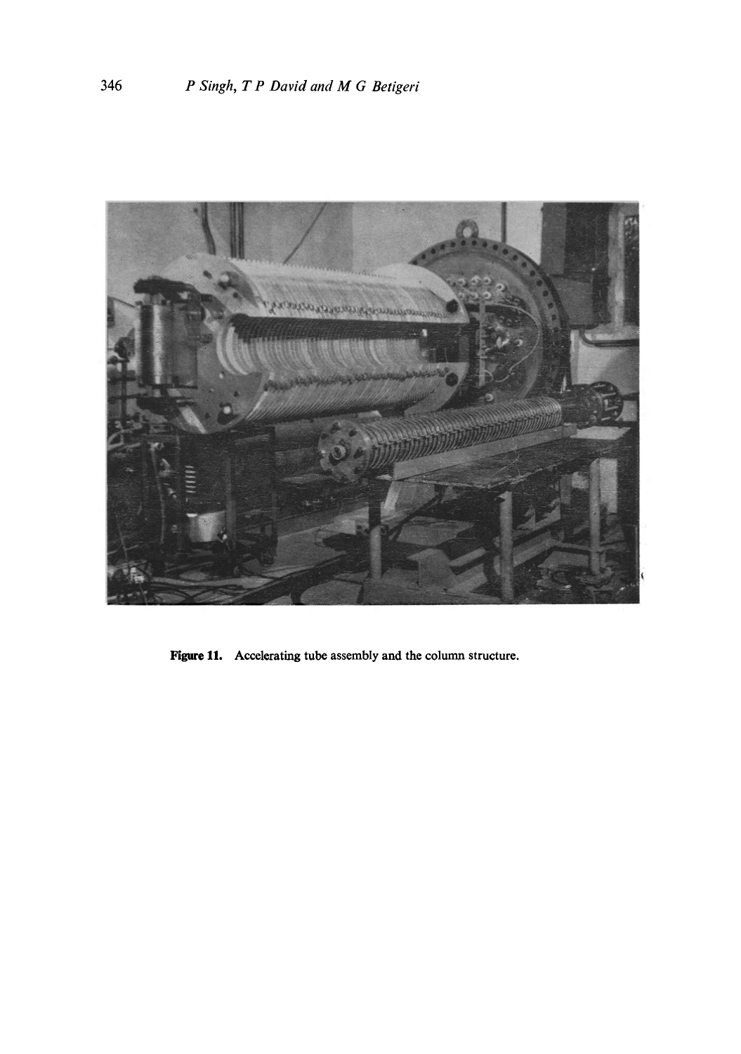Figure 11. Accelerating tube assembly and the column structure.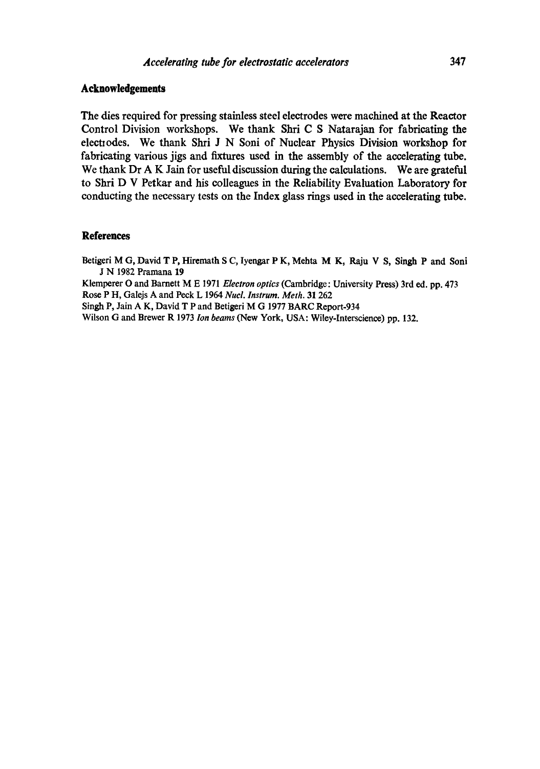## Acknowledgements

The dies required for pressing stainless steel electrodes were machined at the Reactor Control Division workshops. We thank Shri C S Natarajan for fabricating the electrodes. We thank Shri J N Soni of Nuclear Physics Division workshop for fabricating various jigs and fixtures used in the assembly of the accelerating tube. We thank Dr A K Jain for useful discussion during the calculations. We are grateful to Shri D V Petkar and his colleagues in the Reliability Evaluation Laboratory for conducting the necessary tests on the Index glass rings used in the accelerating tube.

## References

Betigeri M G, David T P, Hiremath S C, Iyengar P K, Mehta M K, Raju V S, Singh P and Soni J N 1982 Pramana **19**

Klemperer O and Barnett M E 1971 *Electron optics* (Cambridge: University Press) 3rd ed. pp. 473

Rose P H, Galejs A and Peck L 1964 *Nucl. Instrum. Meth.* **31** 262

Singh P, Jain A K, David T P and Betigeri M G 1977 BARC Report-934

Wilson G and Brewer R 1973 *Ion beams* (New York, USA: Wiley-Interscience) pp. 132.